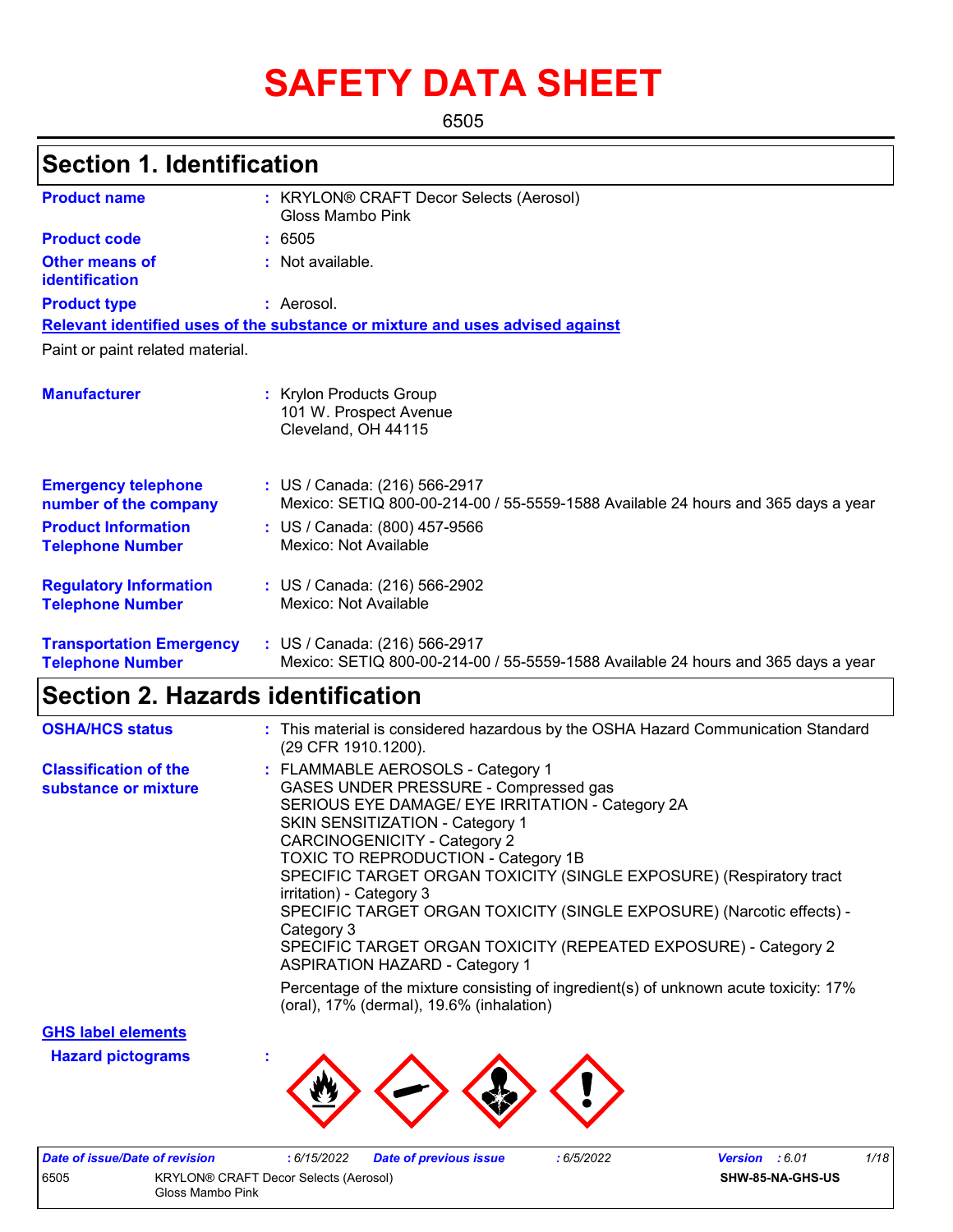# SAFETY DATA SHEET

6505

## Section 1. Identification

**Product name** : KRYLON® CRAFT Decor Selects (Aerosol) Gloss Mambo Pink

**Product code** : 6505

**Other means of identification** : Not available.

**Product type** : Aerosol.

**Relevant identified uses of the substance or mixture and uses advised against**

Paint or paint related material.

**Manufacturer** : Krylon Products Group
101 W. Prospect Avenue
Cleveland, OH 44115

**Emergency telephone number of the company** : US / Canada: (216) 566-2917
Mexico: SETIQ 800-00-214-00 / 55-5559-1588 Available 24 hours and 365 days a year

**Product Information Telephone Number** : US / Canada: (800) 457-9566
Mexico: Not Available

**Regulatory Information Telephone Number** : US / Canada: (216) 566-2902
Mexico: Not Available

**Transportation Emergency Telephone Number** : US / Canada: (216) 566-2917
Mexico: SETIQ 800-00-214-00 / 55-5559-1588 Available 24 hours and 365 days a year

## Section 2. Hazards identification

**OSHA/HCS status** : This material is considered hazardous by the OSHA Hazard Communication Standard (29 CFR 1910.1200).

**Classification of the substance or mixture** : FLAMMABLE AEROSOLS - Category 1
GASES UNDER PRESSURE - Compressed gas
SERIOUS EYE DAMAGE/ EYE IRRITATION - Category 2A
SKIN SENSITIZATION - Category 1
CARCINOGENICITY - Category 2
TOXIC TO REPRODUCTION - Category 1B
SPECIFIC TARGET ORGAN TOXICITY (SINGLE EXPOSURE) (Respiratory tract irritation) - Category 3
SPECIFIC TARGET ORGAN TOXICITY (SINGLE EXPOSURE) (Narcotic effects) - Category 3
SPECIFIC TARGET ORGAN TOXICITY (REPEATED EXPOSURE) - Category 2
ASPIRATION HAZARD - Category 1

Percentage of the mixture consisting of ingredient(s) of unknown acute toxicity: 17% (oral), 17% (dermal), 19.6% (inhalation)

**GHS label elements**

**Hazard pictograms** :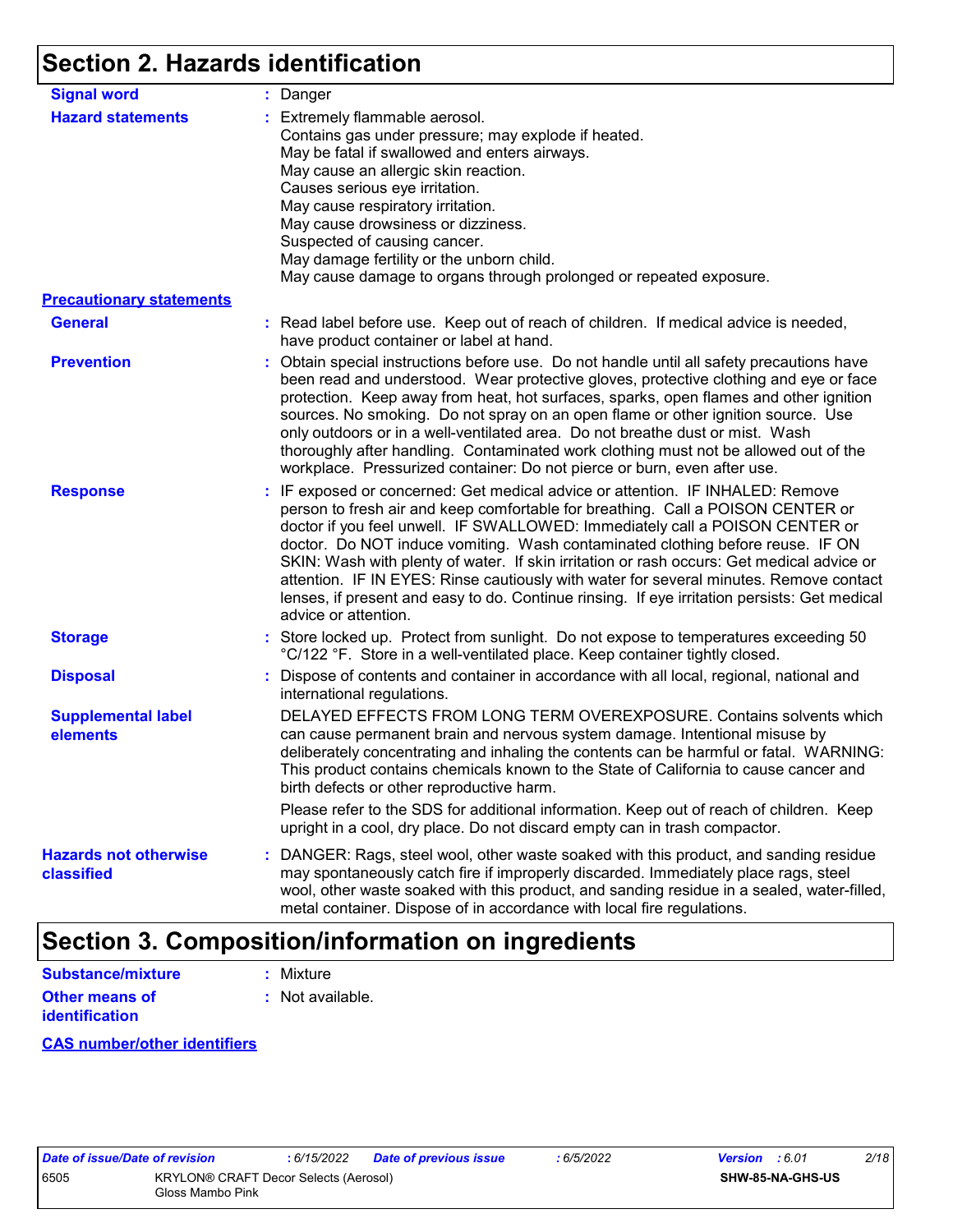## Section 2. Hazards identification

**Signal word** : Danger

**Hazard statements** : Extremely flammable aerosol.
Contains gas under pressure; may explode if heated.
May be fatal if swallowed and enters airways.
May cause an allergic skin reaction.
Causes serious eye irritation.
May cause respiratory irritation.
May cause drowsiness or dizziness.
Suspected of causing cancer.
May damage fertility or the unborn child.
May cause damage to organs through prolonged or repeated exposure.

**Precautionary statements**

**General** : Read label before use. Keep out of reach of children. If medical advice is needed, have product container or label at hand.

**Prevention** : Obtain special instructions before use. Do not handle until all safety precautions have been read and understood. Wear protective gloves, protective clothing and eye or face protection. Keep away from heat, hot surfaces, sparks, open flames and other ignition sources. No smoking. Do not spray on an open flame or other ignition source. Use only outdoors or in a well-ventilated area. Do not breathe dust or mist. Wash thoroughly after handling. Contaminated work clothing must not be allowed out of the workplace. Pressurized container: Do not pierce or burn, even after use.

**Response** : IF exposed or concerned: Get medical advice or attention. IF INHALED: Remove person to fresh air and keep comfortable for breathing. Call a POISON CENTER or doctor if you feel unwell. IF SWALLOWED: Immediately call a POISON CENTER or doctor. Do NOT induce vomiting. Wash contaminated clothing before reuse. IF ON SKIN: Wash with plenty of water. If skin irritation or rash occurs: Get medical advice or attention. IF IN EYES: Rinse cautiously with water for several minutes. Remove contact lenses, if present and easy to do. Continue rinsing. If eye irritation persists: Get medical advice or attention.

**Storage** : Store locked up. Protect from sunlight. Do not expose to temperatures exceeding 50 °C/122 °F. Store in a well-ventilated place. Keep container tightly closed.

**Disposal** : Dispose of contents and container in accordance with all local, regional, national and international regulations.

**Supplemental label elements** DELAYED EFFECTS FROM LONG TERM OVEREXPOSURE. Contains solvents which can cause permanent brain and nervous system damage. Intentional misuse by deliberately concentrating and inhaling the contents can be harmful or fatal. WARNING: This product contains chemicals known to the State of California to cause cancer and birth defects or other reproductive harm.

Please refer to the SDS for additional information. Keep out of reach of children. Keep upright in a cool, dry place. Do not discard empty can in trash compactor.

**Hazards not otherwise classified** : DANGER: Rags, steel wool, other waste soaked with this product, and sanding residue may spontaneously catch fire if improperly discarded. Immediately place rags, steel wool, other waste soaked with this product, and sanding residue in a sealed, water-filled, metal container. Dispose of in accordance with local fire regulations.

## Section 3. Composition/information on ingredients

**Substance/mixture** : Mixture

**Other means of identification** : Not available.

**CAS number/other identifiers**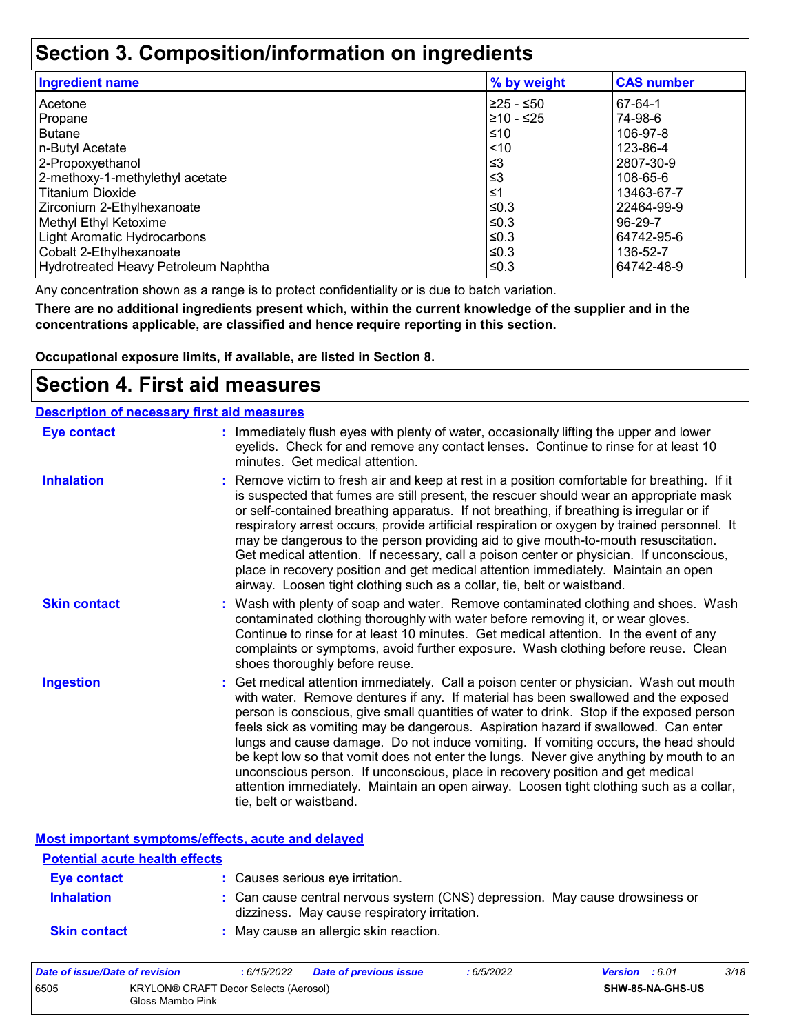# Section 3. Composition/information on ingredients

| Ingredient name | % by weight | CAS number |
|---|---|---|
| Acetone | ≥25 - ≤50 | 67-64-1 |
| Propane | ≥10 - ≤25 | 74-98-6 |
| Butane | ≤10 | 106-97-8 |
| n-Butyl Acetate | <10 | 123-86-4 |
| 2-Propoxyethanol | ≤3 | 2807-30-9 |
| 2-methoxy-1-methylethyl acetate | ≤3 | 108-65-6 |
| Titanium Dioxide | ≤1 | 13463-67-7 |
| Zirconium 2-Ethylhexanoate | ≤0.3 | 22464-99-9 |
| Methyl Ethyl Ketoxime | ≤0.3 | 96-29-7 |
| Light Aromatic Hydrocarbons | ≤0.3 | 64742-95-6 |
| Cobalt 2-Ethylhexanoate | ≤0.3 | 136-52-7 |
| Hydrotreated Heavy Petroleum Naphtha | ≤0.3 | 64742-48-9 |

Any concentration shown as a range is to protect confidentiality or is due to batch variation.

**There are no additional ingredients present which, within the current knowledge of the supplier and in the concentrations applicable, are classified and hence require reporting in this section.**

**Occupational exposure limits, if available, are listed in Section 8.**

# Section 4. First aid measures

## Description of necessary first aid measures

**Eye contact** : Immediately flush eyes with plenty of water, occasionally lifting the upper and lower eyelids. Check for and remove any contact lenses. Continue to rinse for at least 10 minutes. Get medical attention.

**Inhalation** : Remove victim to fresh air and keep at rest in a position comfortable for breathing. If it is suspected that fumes are still present, the rescuer should wear an appropriate mask or self-contained breathing apparatus. If not breathing, if breathing is irregular or if respiratory arrest occurs, provide artificial respiration or oxygen by trained personnel. It may be dangerous to the person providing aid to give mouth-to-mouth resuscitation. Get medical attention. If necessary, call a poison center or physician. If unconscious, place in recovery position and get medical attention immediately. Maintain an open airway. Loosen tight clothing such as a collar, tie, belt or waistband.

**Skin contact** : Wash with plenty of soap and water. Remove contaminated clothing and shoes. Wash contaminated clothing thoroughly with water before removing it, or wear gloves. Continue to rinse for at least 10 minutes. Get medical attention. In the event of any complaints or symptoms, avoid further exposure. Wash clothing before reuse. Clean shoes thoroughly before reuse.

**Ingestion** : Get medical attention immediately. Call a poison center or physician. Wash out mouth with water. Remove dentures if any. If material has been swallowed and the exposed person is conscious, give small quantities of water to drink. Stop if the exposed person feels sick as vomiting may be dangerous. Aspiration hazard if swallowed. Can enter lungs and cause damage. Do not induce vomiting. If vomiting occurs, the head should be kept low so that vomit does not enter the lungs. Never give anything by mouth to an unconscious person. If unconscious, place in recovery position and get medical attention immediately. Maintain an open airway. Loosen tight clothing such as a collar, tie, belt or waistband.

## Most important symptoms/effects, acute and delayed

### Potential acute health effects

**Eye contact** : Causes serious eye irritation.

**Inhalation** : Can cause central nervous system (CNS) depression. May cause drowsiness or dizziness. May cause respiratory irritation.

**Skin contact** : May cause an allergic skin reaction.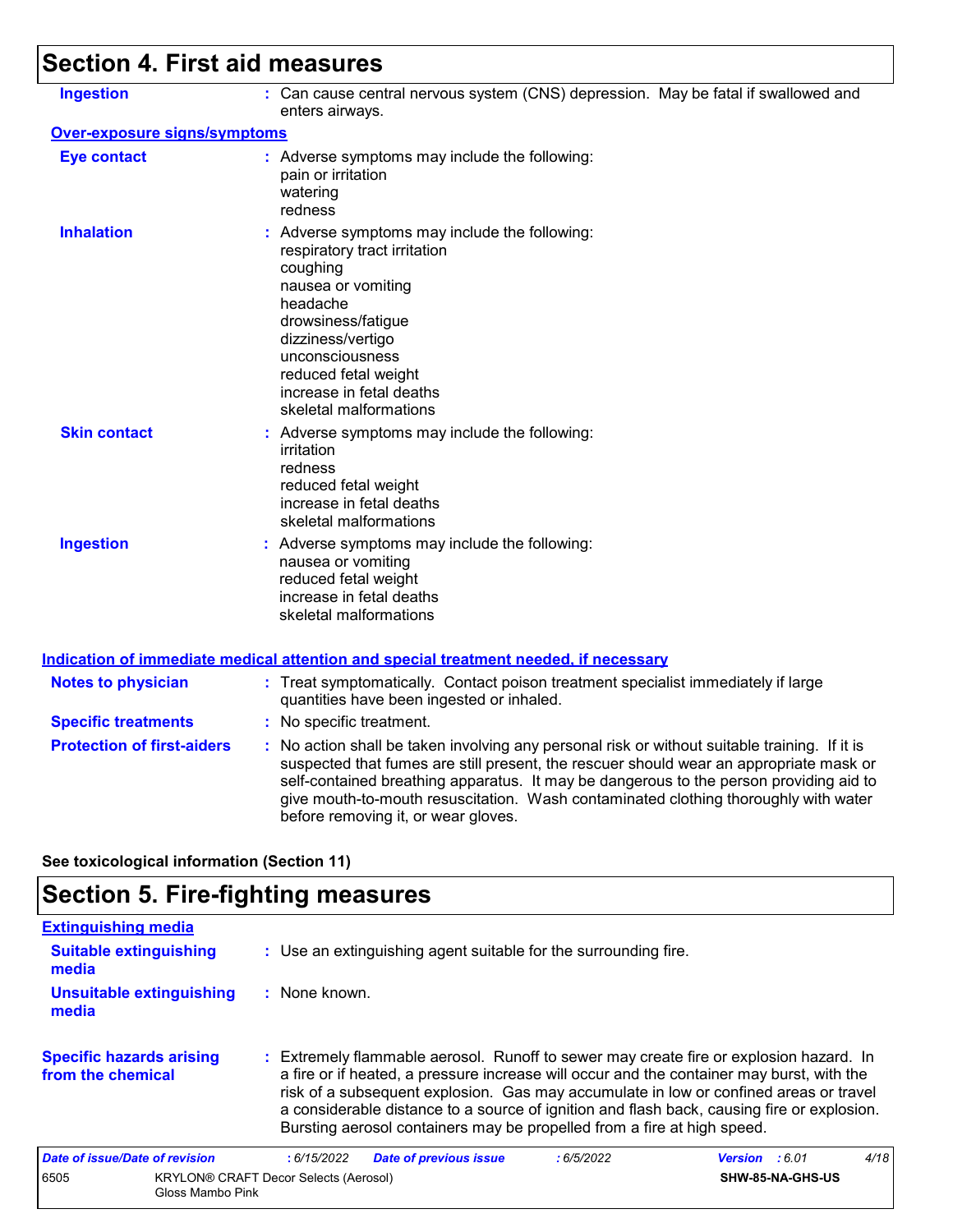## Section 4. First aid measures

**Ingestion** : Can cause central nervous system (CNS) depression. May be fatal if swallowed and enters airways.

### Over-exposure signs/symptoms

**Eye contact** : Adverse symptoms may include the following:
pain or irritation
watering
redness

**Inhalation** : Adverse symptoms may include the following:
respiratory tract irritation
coughing
nausea or vomiting
headache
drowsiness/fatigue
dizziness/vertigo
unconsciousness
reduced fetal weight
increase in fetal deaths
skeletal malformations

**Skin contact** : Adverse symptoms may include the following:
irritation
redness
reduced fetal weight
increase in fetal deaths
skeletal malformations

**Ingestion** : Adverse symptoms may include the following:
nausea or vomiting
reduced fetal weight
increase in fetal deaths
skeletal malformations

### Indication of immediate medical attention and special treatment needed, if necessary

**Notes to physician** : Treat symptomatically. Contact poison treatment specialist immediately if large quantities have been ingested or inhaled.

**Specific treatments** : No specific treatment.

**Protection of first-aiders** : No action shall be taken involving any personal risk or without suitable training. If it is suspected that fumes are still present, the rescuer should wear an appropriate mask or self-contained breathing apparatus. It may be dangerous to the person providing aid to give mouth-to-mouth resuscitation. Wash contaminated clothing thoroughly with water before removing it, or wear gloves.

**See toxicological information (Section 11)**

## Section 5. Fire-fighting measures

### Extinguishing media

**Suitable extinguishing media** : Use an extinguishing agent suitable for the surrounding fire.

**Unsuitable extinguishing media** : None known.

**Specific hazards arising from the chemical** : Extremely flammable aerosol. Runoff to sewer may create fire or explosion hazard. In a fire or if heated, a pressure increase will occur and the container may burst, with the risk of a subsequent explosion. Gas may accumulate in low or confined areas or travel a considerable distance to a source of ignition and flash back, causing fire or explosion. Bursting aerosol containers may be propelled from a fire at high speed.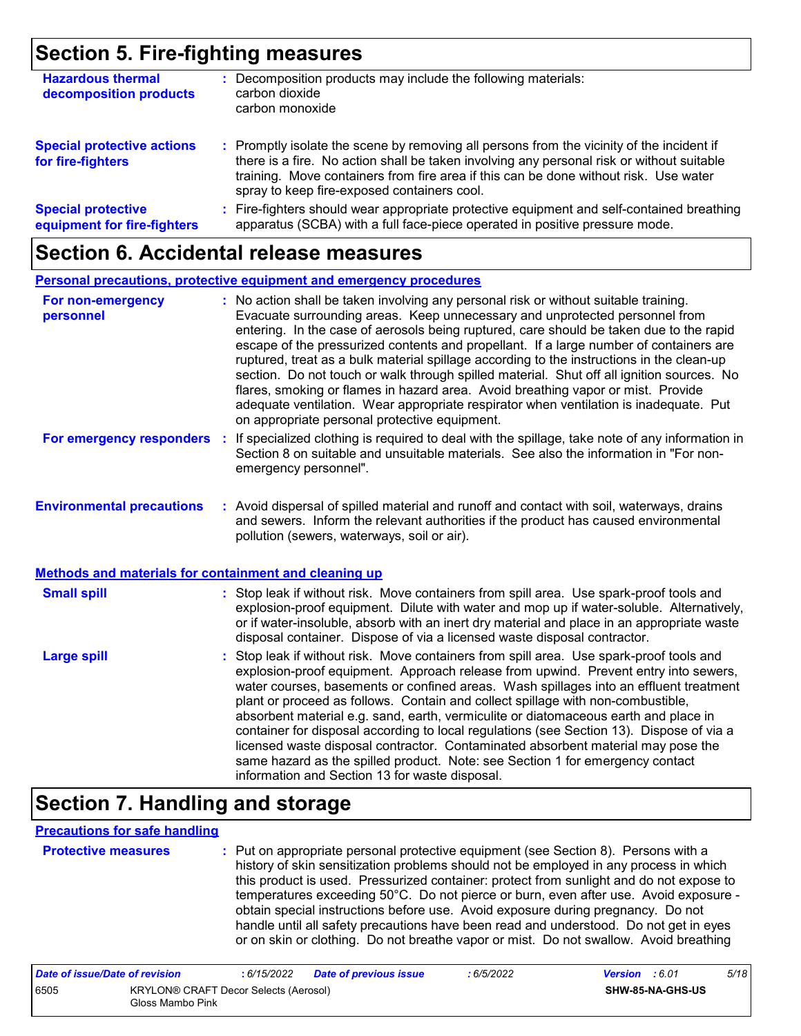## Section 5. Fire-fighting measures

**Hazardous thermal decomposition products** : Decomposition products may include the following materials:
carbon dioxide
carbon monoxide

**Special protective actions for fire-fighters** : Promptly isolate the scene by removing all persons from the vicinity of the incident if there is a fire. No action shall be taken involving any personal risk or without suitable training. Move containers from fire area if this can be done without risk. Use water spray to keep fire-exposed containers cool.

**Special protective equipment for fire-fighters** : Fire-fighters should wear appropriate protective equipment and self-contained breathing apparatus (SCBA) with a full face-piece operated in positive pressure mode.

## Section 6. Accidental release measures

### Personal precautions, protective equipment and emergency procedures

**For non-emergency personnel** : No action shall be taken involving any personal risk or without suitable training. Evacuate surrounding areas. Keep unnecessary and unprotected personnel from entering. In the case of aerosols being ruptured, care should be taken due to the rapid escape of the pressurized contents and propellant. If a large number of containers are ruptured, treat as a bulk material spillage according to the instructions in the clean-up section. Do not touch or walk through spilled material. Shut off all ignition sources. No flares, smoking or flames in hazard area. Avoid breathing vapor or mist. Provide adequate ventilation. Wear appropriate respirator when ventilation is inadequate. Put on appropriate personal protective equipment.

**For emergency responders** : If specialized clothing is required to deal with the spillage, take note of any information in Section 8 on suitable and unsuitable materials. See also the information in "For non-emergency personnel".

**Environmental precautions** : Avoid dispersal of spilled material and runoff and contact with soil, waterways, drains and sewers. Inform the relevant authorities if the product has caused environmental pollution (sewers, waterways, soil or air).

### Methods and materials for containment and cleaning up

**Small spill** : Stop leak if without risk. Move containers from spill area. Use spark-proof tools and explosion-proof equipment. Dilute with water and mop up if water-soluble. Alternatively, or if water-insoluble, absorb with an inert dry material and place in an appropriate waste disposal container. Dispose of via a licensed waste disposal contractor.

**Large spill** : Stop leak if without risk. Move containers from spill area. Use spark-proof tools and explosion-proof equipment. Approach release from upwind. Prevent entry into sewers, water courses, basements or confined areas. Wash spillages into an effluent treatment plant or proceed as follows. Contain and collect spillage with non-combustible, absorbent material e.g. sand, earth, vermiculite or diatomaceous earth and place in container for disposal according to local regulations (see Section 13). Dispose of via a licensed waste disposal contractor. Contaminated absorbent material may pose the same hazard as the spilled product. Note: see Section 1 for emergency contact information and Section 13 for waste disposal.

## Section 7. Handling and storage

### Precautions for safe handling

**Protective measures** : Put on appropriate personal protective equipment (see Section 8). Persons with a history of skin sensitization problems should not be employed in any process in which this product is used. Pressurized container: protect from sunlight and do not expose to temperatures exceeding 50°C. Do not pierce or burn, even after use. Avoid exposure - obtain special instructions before use. Avoid exposure during pregnancy. Do not handle until all safety precautions have been read and understood. Do not get in eyes or on skin or clothing. Do not breathe vapor or mist. Do not swallow. Avoid breathing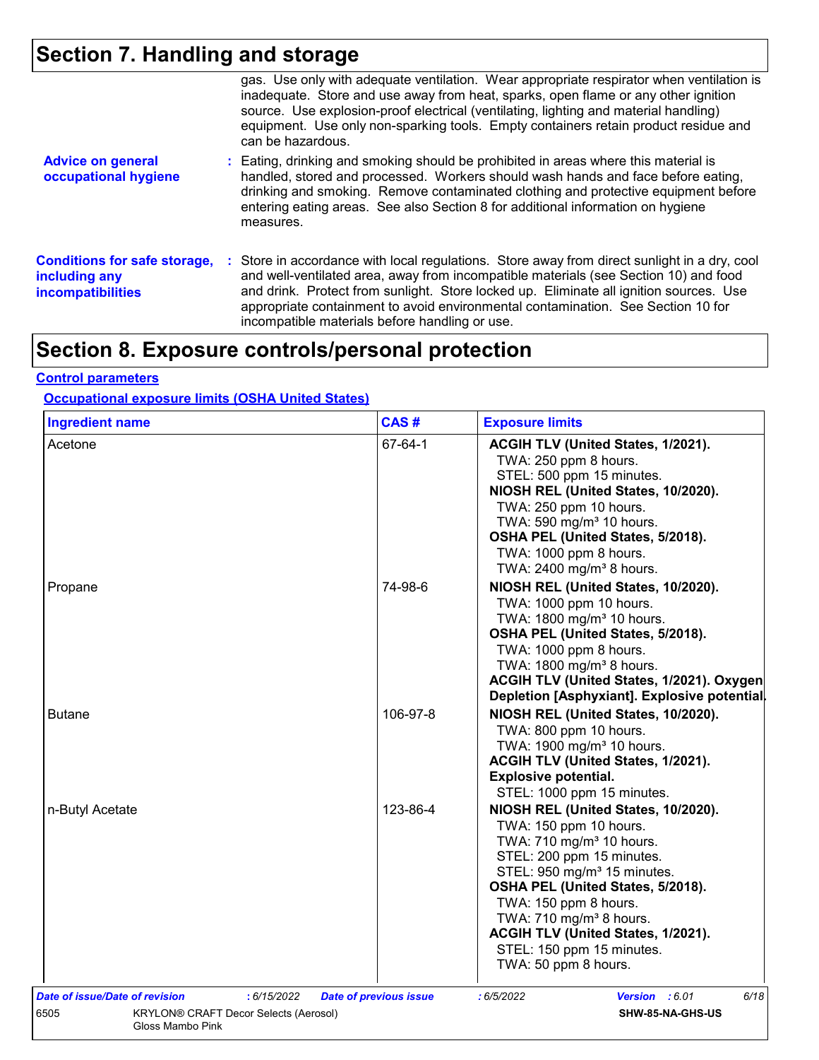# Section 7. Handling and storage

gas. Use only with adequate ventilation. Wear appropriate respirator when ventilation is inadequate. Store and use away from heat, sparks, open flame or any other ignition source. Use explosion-proof electrical (ventilating, lighting and material handling) equipment. Use only non-sparking tools. Empty containers retain product residue and can be hazardous.

**Advice on general occupational hygiene** : Eating, drinking and smoking should be prohibited in areas where this material is handled, stored and processed. Workers should wash hands and face before eating, drinking and smoking. Remove contaminated clothing and protective equipment before entering eating areas. See also Section 8 for additional information on hygiene measures.

**Conditions for safe storage, including any incompatibilities** : Store in accordance with local regulations. Store away from direct sunlight in a dry, cool and well-ventilated area, away from incompatible materials (see Section 10) and food and drink. Protect from sunlight. Store locked up. Eliminate all ignition sources. Use appropriate containment to avoid environmental contamination. See Section 10 for incompatible materials before handling or use.

# Section 8. Exposure controls/personal protection

## Control parameters

### Occupational exposure limits (OSHA United States)

| Ingredient name | CAS # | Exposure limits |
|---|---|---|
| Acetone | 67-64-1 | **ACGIH TLV (United States, 1/2021).**<br>TWA: 250 ppm 8 hours.<br>STEL: 500 ppm 15 minutes.<br>**NIOSH REL (United States, 10/2020).**<br>TWA: 250 ppm 10 hours.<br>TWA: 590 mg/m³ 10 hours.<br>**OSHA PEL (United States, 5/2018).**<br>TWA: 1000 ppm 8 hours.<br>TWA: 2400 mg/m³ 8 hours. |
| Propane | 74-98-6 | **NIOSH REL (United States, 10/2020).**<br>TWA: 1000 ppm 10 hours.<br>TWA: 1800 mg/m³ 10 hours.<br>**OSHA PEL (United States, 5/2018).**<br>TWA: 1000 ppm 8 hours.<br>TWA: 1800 mg/m³ 8 hours.<br>**ACGIH TLV (United States, 1/2021). Oxygen Depletion [Asphyxiant]. Explosive potential.** |
| Butane | 106-97-8 | **NIOSH REL (United States, 10/2020).**<br>TWA: 800 ppm 10 hours.<br>TWA: 1900 mg/m³ 10 hours.<br>**ACGIH TLV (United States, 1/2021). Explosive potential.**<br>STEL: 1000 ppm 15 minutes. |
| n-Butyl Acetate | 123-86-4 | **NIOSH REL (United States, 10/2020).**<br>TWA: 150 ppm 10 hours.<br>TWA: 710 mg/m³ 10 hours.<br>STEL: 200 ppm 15 minutes.<br>STEL: 950 mg/m³ 15 minutes.<br>**OSHA PEL (United States, 5/2018).**<br>TWA: 150 ppm 8 hours.<br>TWA: 710 mg/m³ 8 hours.<br>**ACGIH TLV (United States, 1/2021).**<br>STEL: 150 ppm 15 minutes.<br>TWA: 50 ppm 8 hours. |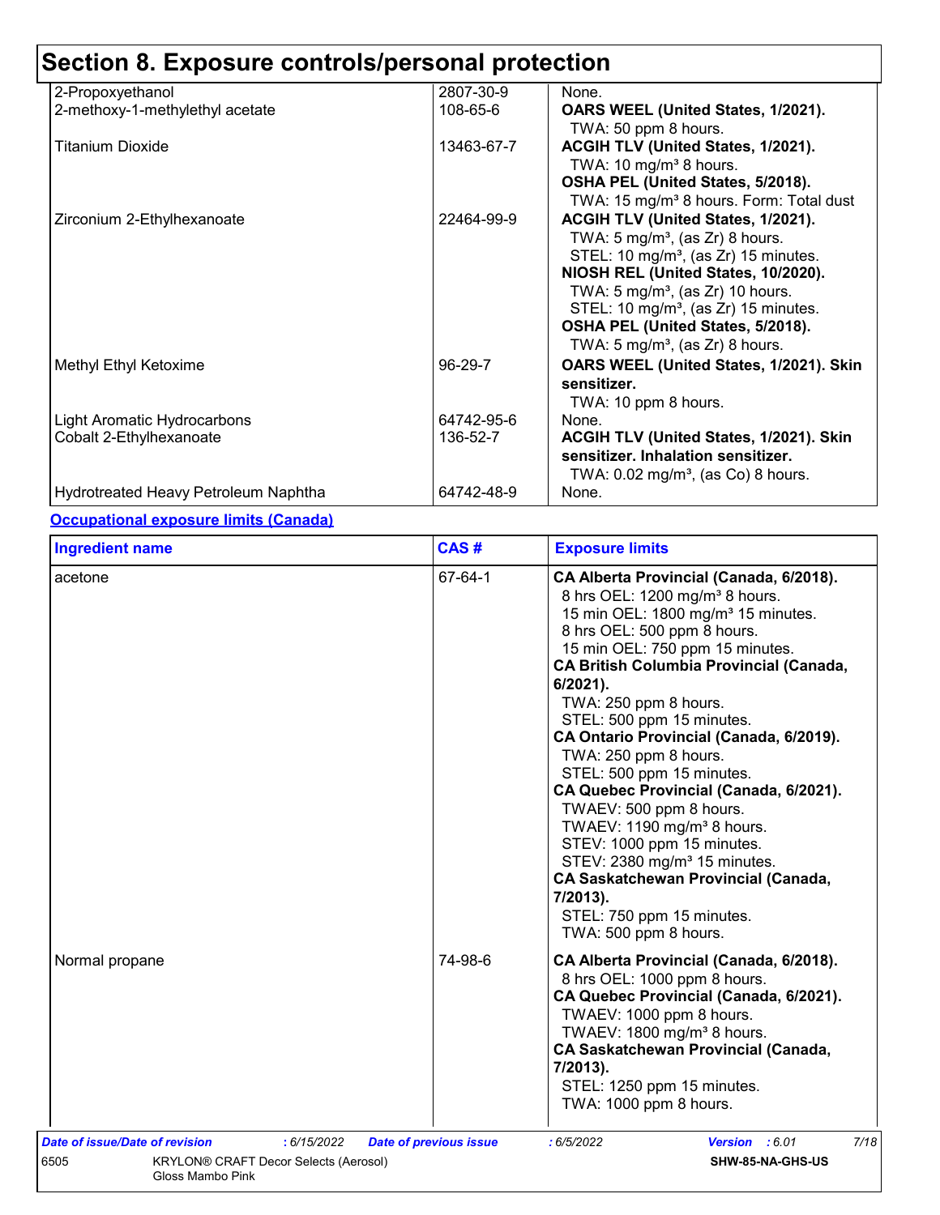# Section 8. Exposure controls/personal protection

| | | |
|---|---|---|
| 2-Propoxyethanol | 2807-30-9 | None. |
| 2-methoxy-1-methylethyl acetate | 108-65-6 | **OARS WEEL (United States, 1/2021).**<br>TWA: 50 ppm 8 hours. |
| Titanium Dioxide | 13463-67-7 | **ACGIH TLV (United States, 1/2021).**<br>TWA: 10 mg/m³ 8 hours.<br>**OSHA PEL (United States, 5/2018).**<br>TWA: 15 mg/m³ 8 hours. Form: Total dust |
| Zirconium 2-Ethylhexanoate | 22464-99-9 | **ACGIH TLV (United States, 1/2021).**<br>TWA: 5 mg/m³, (as Zr) 8 hours.<br>STEL: 10 mg/m³, (as Zr) 15 minutes.<br>**NIOSH REL (United States, 10/2020).**<br>TWA: 5 mg/m³, (as Zr) 10 hours.<br>STEL: 10 mg/m³, (as Zr) 15 minutes.<br>**OSHA PEL (United States, 5/2018).**<br>TWA: 5 mg/m³, (as Zr) 8 hours. |
| Methyl Ethyl Ketoxime | 96-29-7 | **OARS WEEL (United States, 1/2021). Skin sensitizer.**<br>TWA: 10 ppm 8 hours. |
| Light Aromatic Hydrocarbons | 64742-95-6 | None. |
| Cobalt 2-Ethylhexanoate | 136-52-7 | **ACGIH TLV (United States, 1/2021). Skin sensitizer. Inhalation sensitizer.**<br>TWA: 0.02 mg/m³, (as Co) 8 hours. |
| Hydrotreated Heavy Petroleum Naphtha | 64742-48-9 | None. |

**Occupational exposure limits (Canada)**

| Ingredient name | CAS # | Exposure limits |
|---|---|---|
| acetone | 67-64-1 | **CA Alberta Provincial (Canada, 6/2018).**<br>8 hrs OEL: 1200 mg/m³ 8 hours.<br>15 min OEL: 1800 mg/m³ 15 minutes.<br>8 hrs OEL: 500 ppm 8 hours.<br>15 min OEL: 750 ppm 15 minutes.<br>**CA British Columbia Provincial (Canada, 6/2021).**<br>TWA: 250 ppm 8 hours.<br>STEL: 500 ppm 15 minutes.<br>**CA Ontario Provincial (Canada, 6/2019).**<br>TWA: 250 ppm 8 hours.<br>STEL: 500 ppm 15 minutes.<br>**CA Quebec Provincial (Canada, 6/2021).**<br>TWAEV: 500 ppm 8 hours.<br>TWAEV: 1190 mg/m³ 8 hours.<br>STEV: 1000 ppm 15 minutes.<br>STEV: 2380 mg/m³ 15 minutes.<br>**CA Saskatchewan Provincial (Canada, 7/2013).**<br>STEL: 750 ppm 15 minutes.<br>TWA: 500 ppm 8 hours. |
| Normal propane | 74-98-6 | **CA Alberta Provincial (Canada, 6/2018).**<br>8 hrs OEL: 1000 ppm 8 hours.<br>**CA Quebec Provincial (Canada, 6/2021).**<br>TWAEV: 1000 ppm 8 hours.<br>TWAEV: 1800 mg/m³ 8 hours.<br>**CA Saskatchewan Provincial (Canada, 7/2013).**<br>STEL: 1250 ppm 15 minutes.<br>TWA: 1000 ppm 8 hours. |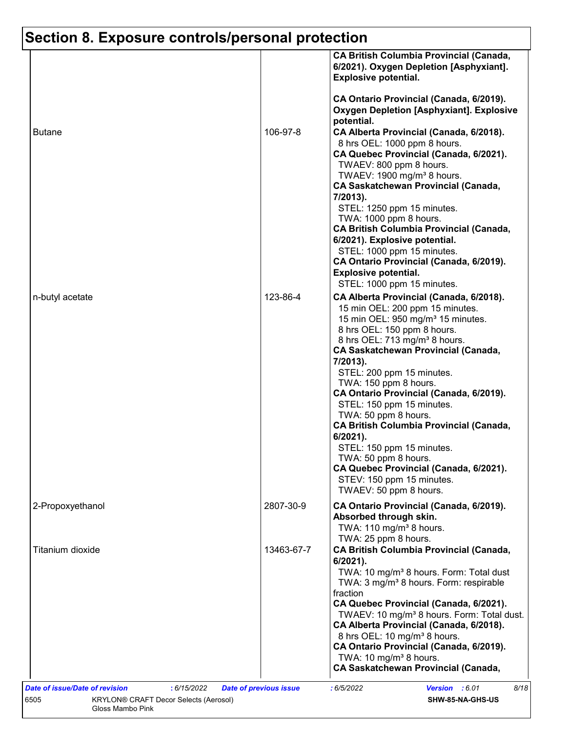## Section 8. Exposure controls/personal protection

| | | |
|---|---|---|
| | | **CA British Columbia Provincial (Canada, 6/2021). Oxygen Depletion [Asphyxiant]. Explosive potential.**<br><br>**CA Ontario Provincial (Canada, 6/2019). Oxygen Depletion [Asphyxiant]. Explosive potential.** |
| Butane | 106-97-8 | **CA Alberta Provincial (Canada, 6/2018).**<br>8 hrs OEL: 1000 ppm 8 hours.<br>**CA Quebec Provincial (Canada, 6/2021).**<br>TWAEV: 800 ppm 8 hours.<br>TWAEV: 1900 mg/m³ 8 hours.<br>**CA Saskatchewan Provincial (Canada, 7/2013).**<br>STEL: 1250 ppm 15 minutes.<br>TWA: 1000 ppm 8 hours.<br>**CA British Columbia Provincial (Canada, 6/2021). Explosive potential.**<br>STEL: 1000 ppm 15 minutes.<br>**CA Ontario Provincial (Canada, 6/2019). Explosive potential.**<br>STEL: 1000 ppm 15 minutes. |
| n-butyl acetate | 123-86-4 | **CA Alberta Provincial (Canada, 6/2018).**<br>15 min OEL: 200 ppm 15 minutes.<br>15 min OEL: 950 mg/m³ 15 minutes.<br>8 hrs OEL: 150 ppm 8 hours.<br>8 hrs OEL: 713 mg/m³ 8 hours.<br>**CA Saskatchewan Provincial (Canada, 7/2013).**<br>STEL: 200 ppm 15 minutes.<br>TWA: 150 ppm 8 hours.<br>**CA Ontario Provincial (Canada, 6/2019).**<br>STEL: 150 ppm 15 minutes.<br>TWA: 50 ppm 8 hours.<br>**CA British Columbia Provincial (Canada, 6/2021).**<br>STEL: 150 ppm 15 minutes.<br>TWA: 50 ppm 8 hours.<br>**CA Quebec Provincial (Canada, 6/2021).**<br>STEV: 150 ppm 15 minutes.<br>TWAEV: 50 ppm 8 hours. |
| 2-Propoxyethanol | 2807-30-9 | **CA Ontario Provincial (Canada, 6/2019). Absorbed through skin.**<br>TWA: 110 mg/m³ 8 hours.<br>TWA: 25 ppm 8 hours. |
| Titanium dioxide | 13463-67-7 | **CA British Columbia Provincial (Canada, 6/2021).**<br>TWA: 10 mg/m³ 8 hours. Form: Total dust<br>TWA: 3 mg/m³ 8 hours. Form: respirable fraction<br>**CA Quebec Provincial (Canada, 6/2021).**<br>TWAEV: 10 mg/m³ 8 hours. Form: Total dust.<br>**CA Alberta Provincial (Canada, 6/2018).**<br>8 hrs OEL: 10 mg/m³ 8 hours.<br>**CA Ontario Provincial (Canada, 6/2019).**<br>TWA: 10 mg/m³ 8 hours.<br>**CA Saskatchewan Provincial (Canada,** |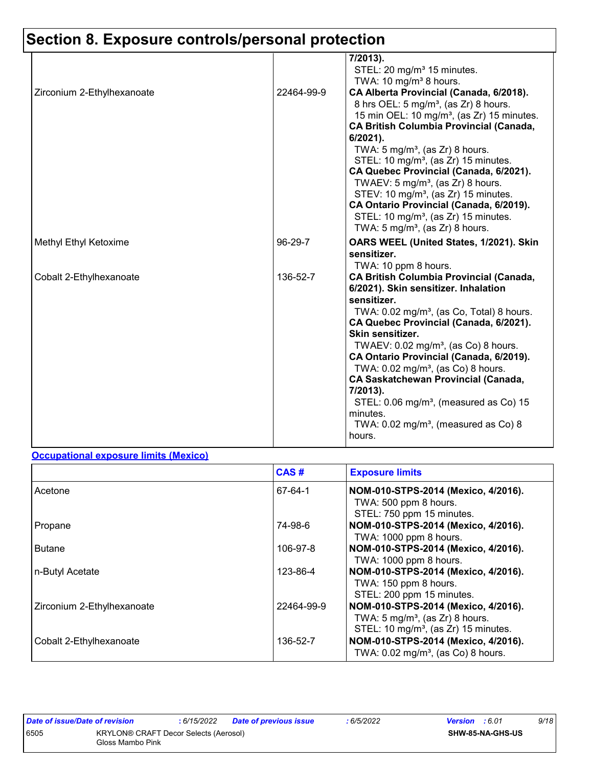# Section 8. Exposure controls/personal protection

| | | |
|---|---|---|
| | | **7/2013).**<br>STEL: 20 mg/m³ 15 minutes.<br>TWA: 10 mg/m³ 8 hours. |
| Zirconium 2-Ethylhexanoate | 22464-99-9 | **CA Alberta Provincial (Canada, 6/2018).**<br>8 hrs OEL: 5 mg/m³, (as Zr) 8 hours.<br>15 min OEL: 10 mg/m³, (as Zr) 15 minutes.<br>**CA British Columbia Provincial (Canada, 6/2021).**<br>TWA: 5 mg/m³, (as Zr) 8 hours.<br>STEL: 10 mg/m³, (as Zr) 15 minutes.<br>**CA Quebec Provincial (Canada, 6/2021).**<br>TWAEV: 5 mg/m³, (as Zr) 8 hours.<br>STEV: 10 mg/m³, (as Zr) 15 minutes.<br>**CA Ontario Provincial (Canada, 6/2019).**<br>STEL: 10 mg/m³, (as Zr) 15 minutes.<br>TWA: 5 mg/m³, (as Zr) 8 hours. |
| Methyl Ethyl Ketoxime | 96-29-7 | **OARS WEEL (United States, 1/2021). Skin sensitizer.**<br>TWA: 10 ppm 8 hours. |
| Cobalt 2-Ethylhexanoate | 136-52-7 | **CA British Columbia Provincial (Canada, 6/2021). Skin sensitizer. Inhalation sensitizer.**<br>TWA: 0.02 mg/m³, (as Co, Total) 8 hours.<br>**CA Quebec Provincial (Canada, 6/2021). Skin sensitizer.**<br>TWAEV: 0.02 mg/m³, (as Co) 8 hours.<br>**CA Ontario Provincial (Canada, 6/2019).**<br>TWA: 0.02 mg/m³, (as Co) 8 hours.<br>**CA Saskatchewan Provincial (Canada, 7/2013).**<br>STEL: 0.06 mg/m³, (measured as Co) 15 minutes.<br>TWA: 0.02 mg/m³, (measured as Co) 8 hours. |

**Occupational exposure limits (Mexico)**

| | CAS # | Exposure limits |
|---|---|---|
| Acetone | 67-64-1 | **NOM-010-STPS-2014 (Mexico, 4/2016).**<br>TWA: 500 ppm 8 hours.<br>STEL: 750 ppm 15 minutes. |
| Propane | 74-98-6 | **NOM-010-STPS-2014 (Mexico, 4/2016).**<br>TWA: 1000 ppm 8 hours. |
| Butane | 106-97-8 | **NOM-010-STPS-2014 (Mexico, 4/2016).**<br>TWA: 1000 ppm 8 hours. |
| n-Butyl Acetate | 123-86-4 | **NOM-010-STPS-2014 (Mexico, 4/2016).**<br>TWA: 150 ppm 8 hours.<br>STEL: 200 ppm 15 minutes. |
| Zirconium 2-Ethylhexanoate | 22464-99-9 | **NOM-010-STPS-2014 (Mexico, 4/2016).**<br>TWA: 5 mg/m³, (as Zr) 8 hours.<br>STEL: 10 mg/m³, (as Zr) 15 minutes. |
| Cobalt 2-Ethylhexanoate | 136-52-7 | **NOM-010-STPS-2014 (Mexico, 4/2016).**<br>TWA: 0.02 mg/m³, (as Co) 8 hours. |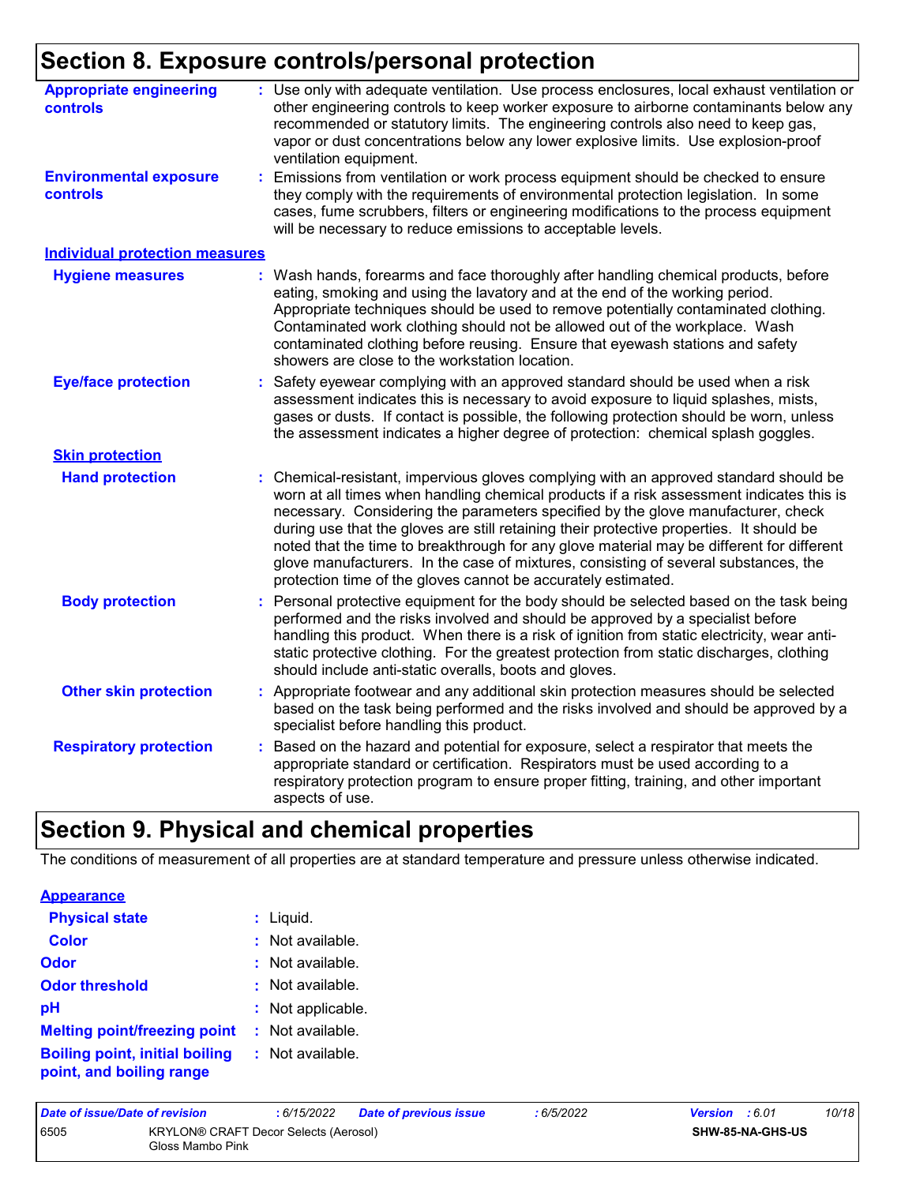## Section 8. Exposure controls/personal protection

**Appropriate engineering controls** : Use only with adequate ventilation. Use process enclosures, local exhaust ventilation or other engineering controls to keep worker exposure to airborne contaminants below any recommended or statutory limits. The engineering controls also need to keep gas, vapor or dust concentrations below any lower explosive limits. Use explosion-proof ventilation equipment.

**Environmental exposure controls** : Emissions from ventilation or work process equipment should be checked to ensure they comply with the requirements of environmental protection legislation. In some cases, fume scrubbers, filters or engineering modifications to the process equipment will be necessary to reduce emissions to acceptable levels.

### Individual protection measures

**Hygiene measures** : Wash hands, forearms and face thoroughly after handling chemical products, before eating, smoking and using the lavatory and at the end of the working period. Appropriate techniques should be used to remove potentially contaminated clothing. Contaminated work clothing should not be allowed out of the workplace. Wash contaminated clothing before reusing. Ensure that eyewash stations and safety showers are close to the workstation location.

**Eye/face protection** : Safety eyewear complying with an approved standard should be used when a risk assessment indicates this is necessary to avoid exposure to liquid splashes, mists, gases or dusts. If contact is possible, the following protection should be worn, unless the assessment indicates a higher degree of protection: chemical splash goggles.

#### Skin protection

**Hand protection** : Chemical-resistant, impervious gloves complying with an approved standard should be worn at all times when handling chemical products if a risk assessment indicates this is necessary. Considering the parameters specified by the glove manufacturer, check during use that the gloves are still retaining their protective properties. It should be noted that the time to breakthrough for any glove material may be different for different glove manufacturers. In the case of mixtures, consisting of several substances, the protection time of the gloves cannot be accurately estimated.

**Body protection** : Personal protective equipment for the body should be selected based on the task being performed and the risks involved and should be approved by a specialist before handling this product. When there is a risk of ignition from static electricity, wear anti-static protective clothing. For the greatest protection from static discharges, clothing should include anti-static overalls, boots and gloves.

**Other skin protection** : Appropriate footwear and any additional skin protection measures should be selected based on the task being performed and the risks involved and should be approved by a specialist before handling this product.

**Respiratory protection** : Based on the hazard and potential for exposure, select a respirator that meets the appropriate standard or certification. Respirators must be used according to a respiratory protection program to ensure proper fitting, training, and other important aspects of use.

## Section 9. Physical and chemical properties

The conditions of measurement of all properties are at standard temperature and pressure unless otherwise indicated.

### Appearance

**Physical state** : Liquid.

**Color** : Not available.

**Odor** : Not available.

**Odor threshold** : Not available.

**pH** : Not applicable.

**Melting point/freezing point** : Not available.

**Boiling point, initial boiling point, and boiling range** : Not available.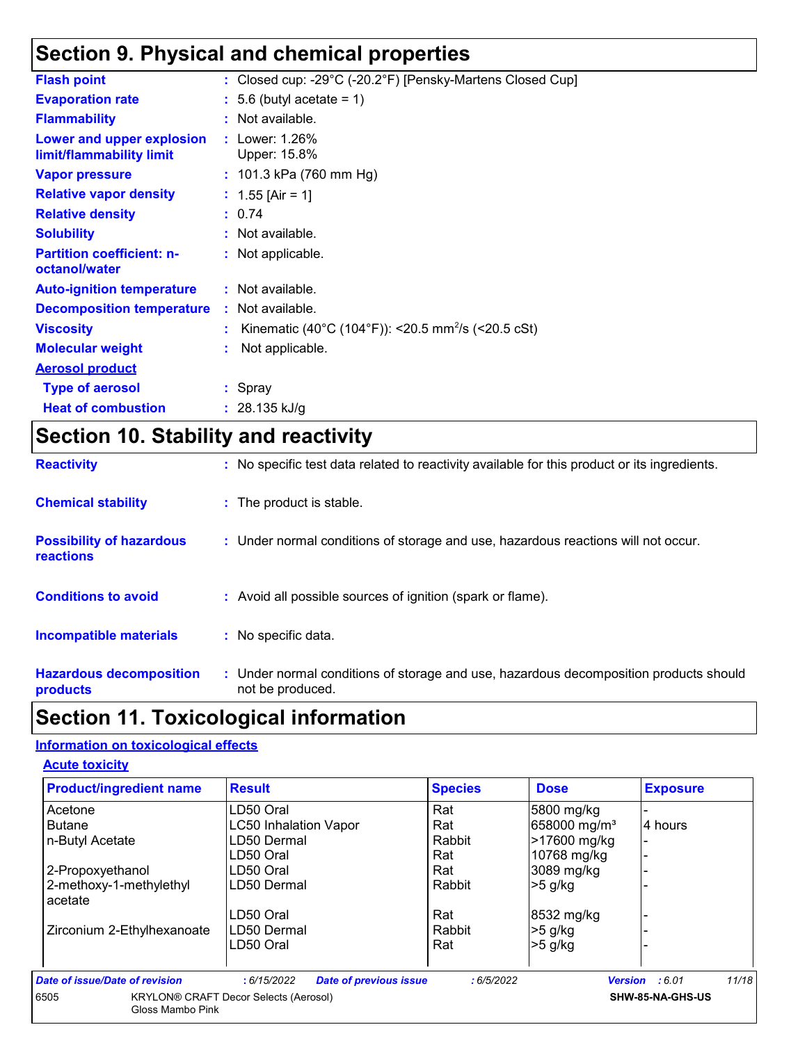## Section 9. Physical and chemical properties

| | | |
|---|---|---|
| **Flash point** | : | Closed cup: -29°C (-20.2°F) [Pensky-Martens Closed Cup] |
| **Evaporation rate** | : | 5.6 (butyl acetate = 1) |
| **Flammability** | : | Not available. |
| **Lower and upper explosion limit/flammability limit** | : | Lower: 1.26%<br>Upper: 15.8% |
| **Vapor pressure** | : | 101.3 kPa (760 mm Hg) |
| **Relative vapor density** | : | 1.55 [Air = 1] |
| **Relative density** | : | 0.74 |
| **Solubility** | : | Not available. |
| **Partition coefficient: n-octanol/water** | : | Not applicable. |
| **Auto-ignition temperature** | : | Not available. |
| **Decomposition temperature** | : | Not available. |
| **Viscosity** | : | Kinematic (40°C (104°F)): <20.5 $mm^2/s$ (<20.5 cSt) |
| **Molecular weight** | : | Not applicable. |

**Aerosol product**

| | | |
|---|---|---|
| **Type of aerosol** | : | Spray |
| **Heat of combustion** | : | 28.135 kJ/g |

## Section 10. Stability and reactivity

| | | |
|---|---|---|
| **Reactivity** | : | No specific test data related to reactivity available for this product or its ingredients. |
| **Chemical stability** | : | The product is stable. |
| **Possibility of hazardous reactions** | : | Under normal conditions of storage and use, hazardous reactions will not occur. |
| **Conditions to avoid** | : | Avoid all possible sources of ignition (spark or flame). |
| **Incompatible materials** | : | No specific data. |
| **Hazardous decomposition products** | : | Under normal conditions of storage and use, hazardous decomposition products should not be produced. |

## Section 11. Toxicological information

**Information on toxicological effects**

**Acute toxicity**

| Product/ingredient name | Result | Species | Dose | Exposure |
|---|---|---|---|---|
| Acetone | LD50 Oral | Rat | 5800 mg/kg | - |
| Butane | LC50 Inhalation Vapor | Rat | 658000 $mg/m^3$ | 4 hours |
| n-Butyl Acetate | LD50 Dermal | Rabbit | >17600 mg/kg | - |
| | LD50 Oral | Rat | 10768 mg/kg | - |
| 2-Propoxyethanol | LD50 Oral | Rat | 3089 mg/kg | - |
| 2-methoxy-1-methylethyl acetate | LD50 Dermal | Rabbit | >5 g/kg | - |
| | LD50 Oral | Rat | 8532 mg/kg | - |
| Zirconium 2-Ethylhexanoate | LD50 Dermal | Rabbit | >5 g/kg | - |
| | LD50 Oral | Rat | >5 g/kg | - |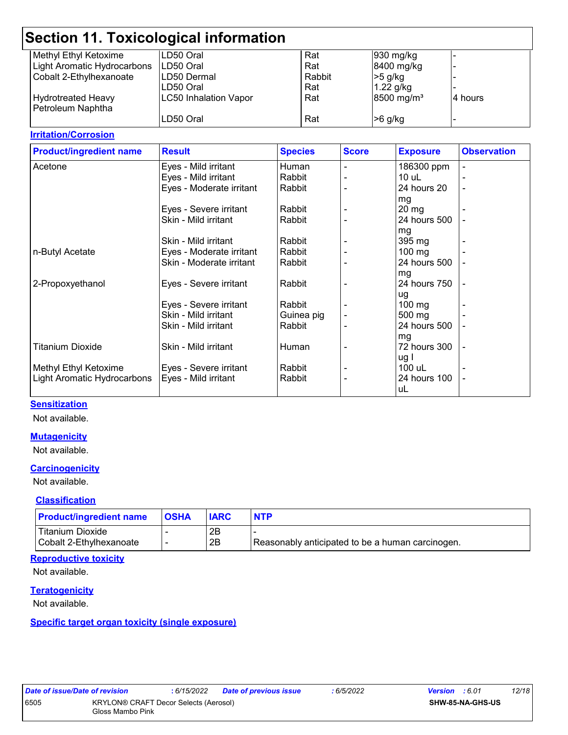## Section 11. Toxicological information

| | | | | |
|---|---|---|---|---|
| Methyl Ethyl Ketoxime | LD50 Oral | Rat | 930 mg/kg | - |
| Light Aromatic Hydrocarbons | LD50 Oral | Rat | 8400 mg/kg | - |
| Cobalt 2-Ethylhexanoate | LD50 Dermal | Rabbit | >5 g/kg | - |
| | LD50 Oral | Rat | 1.22 g/kg | - |
| Hydrotreated Heavy Petroleum Naphtha | LC50 Inhalation Vapor | Rat | 8500 mg/m³ | 4 hours |
| | LD50 Oral | Rat | >6 g/kg | - |

**Irritation/Corrosion**

| Product/ingredient name | Result | Species | Score | Exposure | Observation |
|---|---|---|---|---|---|
| Acetone | Eyes - Mild irritant | Human | - | 186300 ppm | - |
| | Eyes - Mild irritant | Rabbit | - | 10 uL | - |
| | Eyes - Moderate irritant | Rabbit | - | 24 hours 20 mg | - |
| | Eyes - Severe irritant | Rabbit | - | 20 mg | - |
| | Skin - Mild irritant | Rabbit | - | 24 hours 500 mg | - |
| | Skin - Mild irritant | Rabbit | - | 395 mg | - |
| n-Butyl Acetate | Eyes - Moderate irritant | Rabbit | - | 100 mg | - |
| | Skin - Moderate irritant | Rabbit | - | 24 hours 500 mg | - |
| 2-Propoxyethanol | Eyes - Severe irritant | Rabbit | - | 24 hours 750 ug | - |
| | Eyes - Severe irritant | Rabbit | - | 100 mg | - |
| | Skin - Mild irritant | Guinea pig | - | 500 mg | - |
| | Skin - Mild irritant | Rabbit | - | 24 hours 500 mg | - |
| Titanium Dioxide | Skin - Mild irritant | Human | - | 72 hours 300 ug I | - |
| Methyl Ethyl Ketoxime | Eyes - Severe irritant | Rabbit | - | 100 uL | - |
| Light Aromatic Hydrocarbons | Eyes - Mild irritant | Rabbit | - | 24 hours 100 uL | - |

**Sensitization**

Not available.

**Mutagenicity**

Not available.

**Carcinogenicity**

Not available.

**Classification**

| Product/ingredient name | OSHA | IARC | NTP |
|---|---|---|---|
| Titanium Dioxide | - | 2B | - |
| Cobalt 2-Ethylhexanoate | - | 2B | Reasonably anticipated to be a human carcinogen. |

**Reproductive toxicity**

Not available.

**Teratogenicity**

Not available.

**Specific target organ toxicity (single exposure)**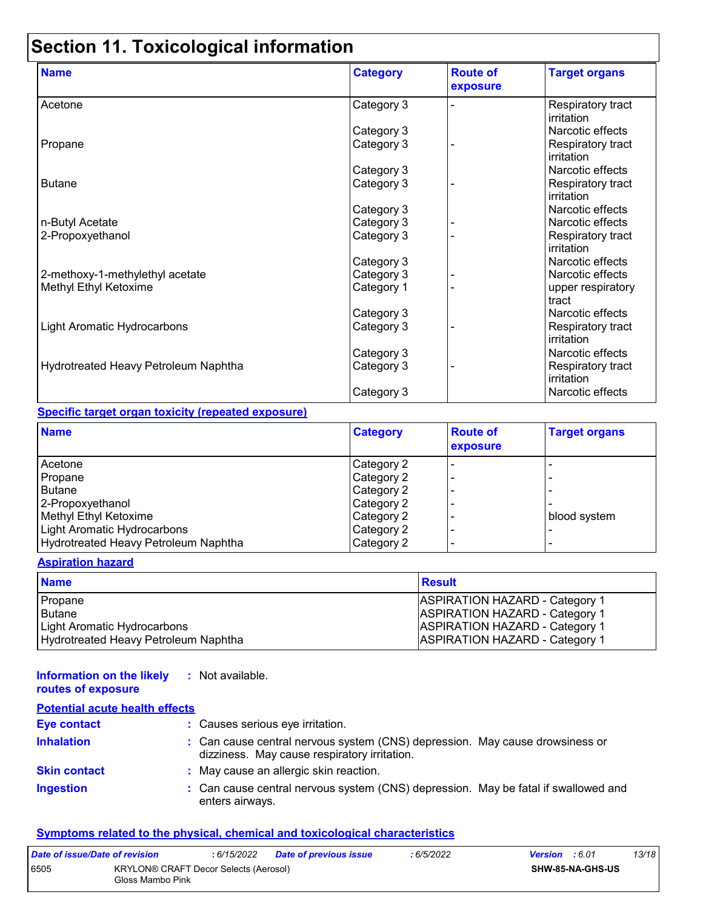# Section 11. Toxicological information

| Name | Category | Route of exposure | Target organs |
|---|---|---|---|
| Acetone | Category 3 | - | Respiratory tract irritation |
| | Category 3 | | Narcotic effects |
| Propane | Category 3 | - | Respiratory tract irritation |
| | Category 3 | | Narcotic effects |
| Butane | Category 3 | - | Respiratory tract irritation |
| | Category 3 | | Narcotic effects |
| n-Butyl Acetate | Category 3 | - | Narcotic effects |
| 2-Propoxyethanol | Category 3 | - | Respiratory tract irritation |
| | Category 3 | | Narcotic effects |
| 2-methoxy-1-methylethyl acetate | Category 3 | - | Narcotic effects |
| Methyl Ethyl Ketoxime | Category 1 | - | upper respiratory tract |
| | Category 3 | | Narcotic effects |
| Light Aromatic Hydrocarbons | Category 3 | - | Respiratory tract irritation |
| | Category 3 | | Narcotic effects |
| Hydrotreated Heavy Petroleum Naphtha | Category 3 | - | Respiratory tract irritation |
| | Category 3 | | Narcotic effects |

**Specific target organ toxicity (repeated exposure)**

| Name | Category | Route of exposure | Target organs |
|---|---|---|---|
| Acetone | Category 2 | - | - |
| Propane | Category 2 | - | - |
| Butane | Category 2 | - | - |
| 2-Propoxyethanol | Category 2 | - | - |
| Methyl Ethyl Ketoxime | Category 2 | - | blood system |
| Light Aromatic Hydrocarbons | Category 2 | - | - |
| Hydrotreated Heavy Petroleum Naphtha | Category 2 | - | - |

**Aspiration hazard**

| Name | Result |
|---|---|
| Propane | ASPIRATION HAZARD - Category 1 |
| Butane | ASPIRATION HAZARD - Category 1 |
| Light Aromatic Hydrocarbons | ASPIRATION HAZARD - Category 1 |
| Hydrotreated Heavy Petroleum Naphtha | ASPIRATION HAZARD - Category 1 |

**Information on the likely routes of exposure** : Not available.

**Potential acute health effects**

**Eye contact** : Causes serious eye irritation.

**Inhalation** : Can cause central nervous system (CNS) depression. May cause drowsiness or dizziness. May cause respiratory irritation.

**Skin contact** : May cause an allergic skin reaction.

**Ingestion** : Can cause central nervous system (CNS) depression. May be fatal if swallowed and enters airways.

**Symptoms related to the physical, chemical and toxicological characteristics**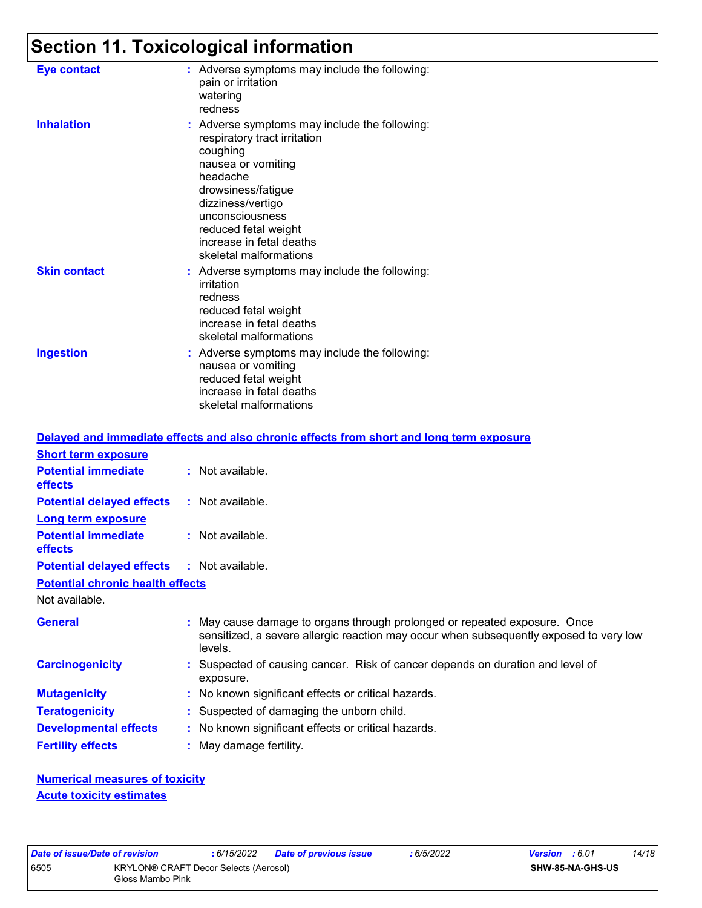# Section 11. Toxicological information

**Eye contact** : Adverse symptoms may include the following:
pain or irritation
watering
redness

**Inhalation** : Adverse symptoms may include the following:
respiratory tract irritation
coughing
nausea or vomiting
headache
drowsiness/fatigue
dizziness/vertigo
unconsciousness
reduced fetal weight
increase in fetal deaths
skeletal malformations

**Skin contact** : Adverse symptoms may include the following:
irritation
redness
reduced fetal weight
increase in fetal deaths
skeletal malformations

**Ingestion** : Adverse symptoms may include the following:
nausea or vomiting
reduced fetal weight
increase in fetal deaths
skeletal malformations

## Delayed and immediate effects and also chronic effects from short and long term exposure

### Short term exposure

**Potential immediate effects** : Not available.

**Potential delayed effects** : Not available.

### Long term exposure

**Potential immediate effects** : Not available.

**Potential delayed effects** : Not available.

### Potential chronic health effects

Not available.

**General** : May cause damage to organs through prolonged or repeated exposure. Once sensitized, a severe allergic reaction may occur when subsequently exposed to very low levels.

**Carcinogenicity** : Suspected of causing cancer. Risk of cancer depends on duration and level of exposure.

**Mutagenicity** : No known significant effects or critical hazards.

**Teratogenicity** : Suspected of damaging the unborn child.

**Developmental effects** : No known significant effects or critical hazards.

**Fertility effects** : May damage fertility.

### Numerical measures of toxicity

### Acute toxicity estimates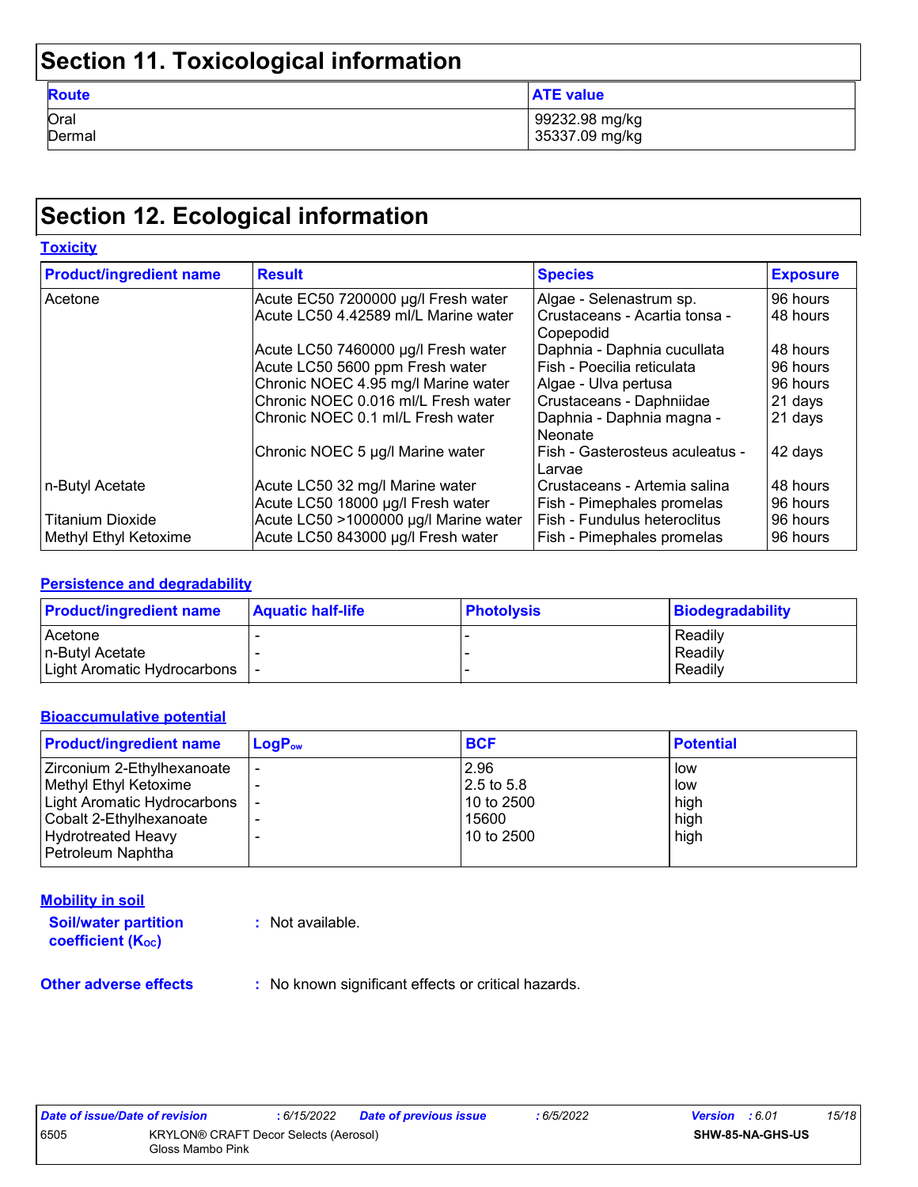## Section 11. Toxicological information

| Route | ATE value |
|---|---|
| Oral | 99232.98 mg/kg |
| Dermal | 35337.09 mg/kg |

## Section 12. Ecological information

### Toxicity

| Product/ingredient name | Result | Species | Exposure |
|---|---|---|---|
| Acetone | Acute EC50 7200000 µg/l Fresh water | Algae - Selenastrum sp. | 96 hours |
| | Acute LC50 4.42589 ml/L Marine water | Crustaceans - Acartia tonsa - Copepodid | 48 hours |
| | Acute LC50 7460000 µg/l Fresh water | Daphnia - Daphnia cucullata | 48 hours |
| | Acute LC50 5600 ppm Fresh water | Fish - Poecilia reticulata | 96 hours |
| | Chronic NOEC 4.95 mg/l Marine water | Algae - Ulva pertusa | 96 hours |
| | Chronic NOEC 0.016 ml/L Fresh water | Crustaceans - Daphniidae | 21 days |
| | Chronic NOEC 0.1 ml/L Fresh water | Daphnia - Daphnia magna - Neonate | 21 days |
| | Chronic NOEC 5 µg/l Marine water | Fish - Gasterosteus aculeatus - Larvae | 42 days |
| n-Butyl Acetate | Acute LC50 32 mg/l Marine water | Crustaceans - Artemia salina | 48 hours |
| | Acute LC50 18000 µg/l Fresh water | Fish - Pimephales promelas | 96 hours |
| Titanium Dioxide | Acute LC50 >1000000 µg/l Marine water | Fish - Fundulus heteroclitus | 96 hours |
| Methyl Ethyl Ketoxime | Acute LC50 843000 µg/l Fresh water | Fish - Pimephales promelas | 96 hours |

### Persistence and degradability

| Product/ingredient name | Aquatic half-life | Photolysis | Biodegradability |
|---|---|---|---|
| Acetone | - | - | Readily |
| n-Butyl Acetate | - | - | Readily |
| Light Aromatic Hydrocarbons | - | - | Readily |

### Bioaccumulative potential

| Product/ingredient name | $LogP_{ow}$ | BCF | Potential |
|---|---|---|---|
| Zirconium 2-Ethylhexanoate | - | 2.96 | low |
| Methyl Ethyl Ketoxime | - | 2.5 to 5.8 | low |
| Light Aromatic Hydrocarbons | - | 10 to 2500 | high |
| Cobalt 2-Ethylhexanoate | - | 15600 | high |
| Hydrotreated Heavy Petroleum Naphtha | - | 10 to 2500 | high |

### Mobility in soil

**Soil/water partition coefficient ($K_{OC}$)** : Not available.

**Other adverse effects** : No known significant effects or critical hazards.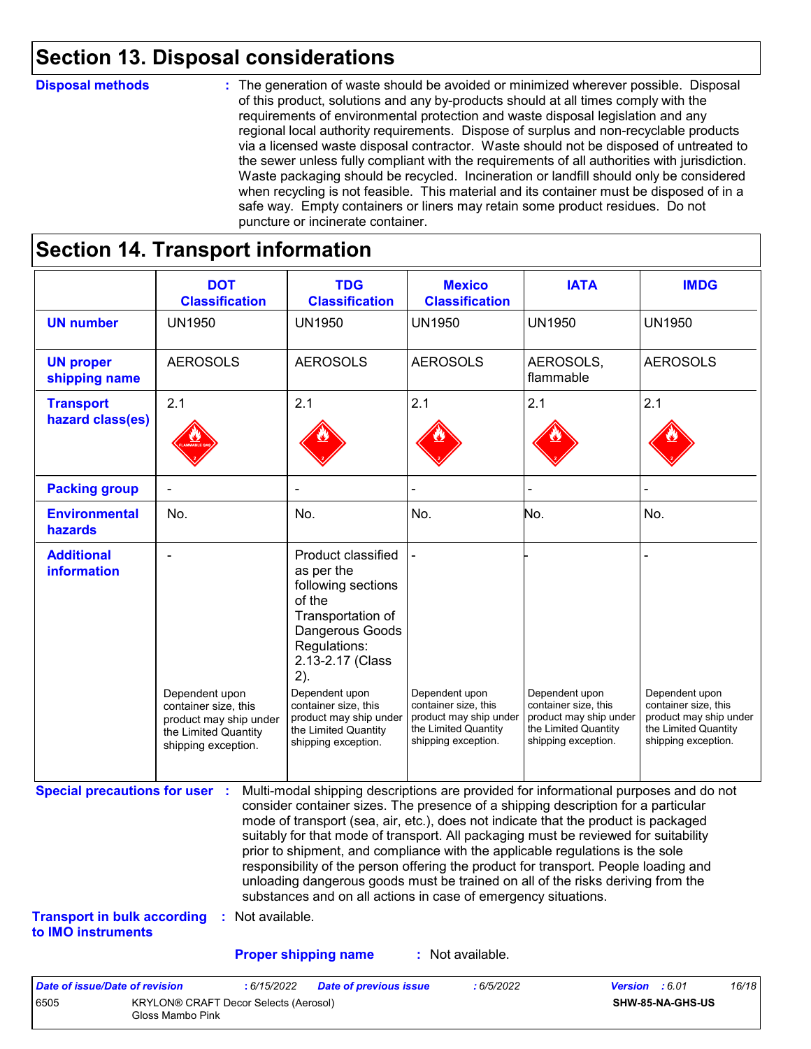## Section 13. Disposal considerations

**Disposal methods** : The generation of waste should be avoided or minimized wherever possible. Disposal of this product, solutions and any by-products should at all times comply with the requirements of environmental protection and waste disposal legislation and any regional local authority requirements. Dispose of surplus and non-recyclable products via a licensed waste disposal contractor. Waste should not be disposed of untreated to the sewer unless fully compliant with the requirements of all authorities with jurisdiction. Waste packaging should be recycled. Incineration or landfill should only be considered when recycling is not feasible. This material and its container must be disposed of in a safe way. Empty containers or liners may retain some product residues. Do not puncture or incinerate container.

## Section 14. Transport information

| | DOT Classification | TDG Classification | Mexico Classification | IATA | IMDG |
|---|---|---|---|---|---|
| **UN number** | UN1950 | UN1950 | UN1950 | UN1950 | UN1950 |
| **UN proper shipping name** | AEROSOLS | AEROSOLS | AEROSOLS | AEROSOLS, flammable | AEROSOLS |
| **Transport hazard class(es)** | 2.1 | 2.1 | 2.1 | 2.1 | 2.1 |
| **Packing group** | - | - | - | - | - |
| **Environmental hazards** | No. | No. | No. | No. | No. |
| **Additional information** | - Dependent upon container size, this product may ship under the Limited Quantity shipping exception. | Product classified as per the following sections of the Transportation of Dangerous Goods Regulations: 2.13-2.17 (Class 2). Dependent upon container size, this product may ship under the Limited Quantity shipping exception. | - Dependent upon container size, this product may ship under the Limited Quantity shipping exception. | - Dependent upon container size, this product may ship under the Limited Quantity shipping exception. | - Dependent upon container size, this product may ship under the Limited Quantity shipping exception. |

**Special precautions for user** : Multi-modal shipping descriptions are provided for informational purposes and do not consider container sizes. The presence of a shipping description for a particular mode of transport (sea, air, etc.), does not indicate that the product is packaged suitably for that mode of transport. All packaging must be reviewed for suitability prior to shipment, and compliance with the applicable regulations is the sole responsibility of the person offering the product for transport. People loading and unloading dangerous goods must be trained on all of the risks deriving from the substances and on all actions in case of emergency situations.

**Transport in bulk according to IMO instruments** : Not available.

**Proper shipping name** : Not available.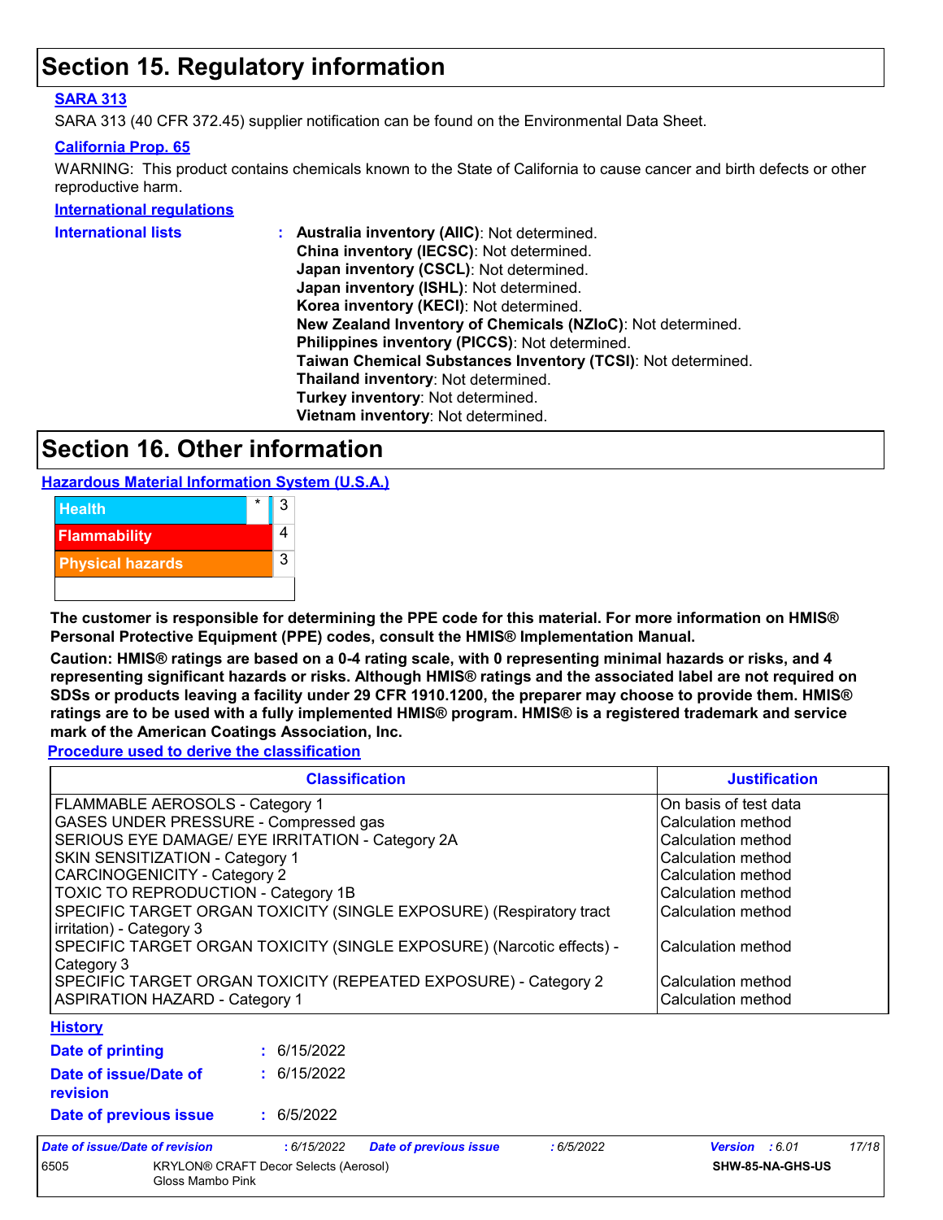# Section 15. Regulatory information

**SARA 313**

SARA 313 (40 CFR 372.45) supplier notification can be found on the Environmental Data Sheet.

**California Prop. 65**

WARNING: This product contains chemicals known to the State of California to cause cancer and birth defects or other reproductive harm.

**International regulations**

**International lists** : **Australia inventory (AIIC)**: Not determined.
**China inventory (IECSC)**: Not determined.
**Japan inventory (CSCL)**: Not determined.
**Japan inventory (ISHL)**: Not determined.
**Korea inventory (KECI)**: Not determined.
**New Zealand Inventory of Chemicals (NZIoC)**: Not determined.
**Philippines inventory (PICCS)**: Not determined.
**Taiwan Chemical Substances Inventory (TCSI)**: Not determined.
**Thailand inventory**: Not determined.
**Turkey inventory**: Not determined.
**Vietnam inventory**: Not determined.

# Section 16. Other information

**Hazardous Material Information System (U.S.A.)**

| | | |
|---|---|---|
| Health | * | 3 |
| Flammability | | 4 |
| Physical hazards | | 3 |

**The customer is responsible for determining the PPE code for this material. For more information on HMIS® Personal Protective Equipment (PPE) codes, consult the HMIS® Implementation Manual.**

**Caution: HMIS® ratings are based on a 0-4 rating scale, with 0 representing minimal hazards or risks, and 4 representing significant hazards or risks. Although HMIS® ratings and the associated label are not required on SDSs or products leaving a facility under 29 CFR 1910.1200, the preparer may choose to provide them. HMIS® ratings are to be used with a fully implemented HMIS® program. HMIS® is a registered trademark and service mark of the American Coatings Association, Inc.**

**Procedure used to derive the classification**

| Classification | Justification |
|---|---|
| FLAMMABLE AEROSOLS - Category 1 | On basis of test data |
| GASES UNDER PRESSURE - Compressed gas | Calculation method |
| SERIOUS EYE DAMAGE/ EYE IRRITATION - Category 2A | Calculation method |
| SKIN SENSITIZATION - Category 1 | Calculation method |
| CARCINOGENICITY - Category 2 | Calculation method |
| TOXIC TO REPRODUCTION - Category 1B | Calculation method |
| SPECIFIC TARGET ORGAN TOXICITY (SINGLE EXPOSURE) (Respiratory tract irritation) - Category 3 | Calculation method |
| SPECIFIC TARGET ORGAN TOXICITY (SINGLE EXPOSURE) (Narcotic effects) - Category 3 | Calculation method |
| SPECIFIC TARGET ORGAN TOXICITY (REPEATED EXPOSURE) - Category 2 | Calculation method |
| ASPIRATION HAZARD - Category 1 | Calculation method |

**History**

**Date of printing** : 6/15/2022

**Date of issue/Date of revision** : 6/15/2022

**Date of previous issue** : 6/5/2022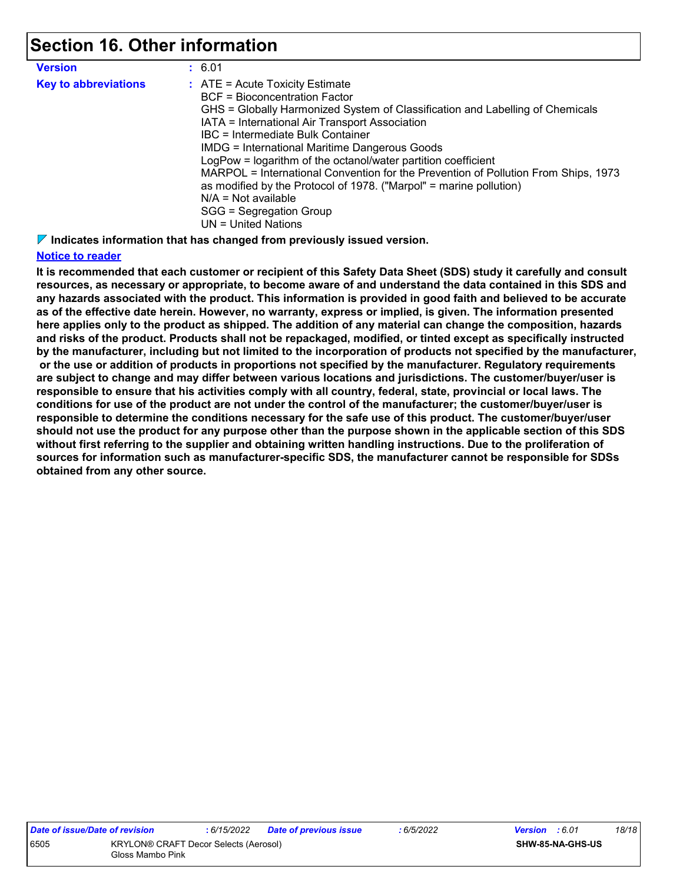## Section 16. Other information

**Version** : 6.01

**Key to abbreviations** : ATE = Acute Toxicity Estimate
BCF = Bioconcentration Factor
GHS = Globally Harmonized System of Classification and Labelling of Chemicals
IATA = International Air Transport Association
IBC = Intermediate Bulk Container
IMDG = International Maritime Dangerous Goods
LogPow = logarithm of the octanol/water partition coefficient
MARPOL = International Convention for the Prevention of Pollution From Ships, 1973 as modified by the Protocol of 1978. ("Marpol" = marine pollution)
N/A = Not available
SGG = Segregation Group
UN = United Nations

**Indicates information that has changed from previously issued version.**

**Notice to reader**

**It is recommended that each customer or recipient of this Safety Data Sheet (SDS) study it carefully and consult resources, as necessary or appropriate, to become aware of and understand the data contained in this SDS and any hazards associated with the product. This information is provided in good faith and believed to be accurate as of the effective date herein. However, no warranty, express or implied, is given. The information presented here applies only to the product as shipped. The addition of any material can change the composition, hazards and risks of the product. Products shall not be repackaged, modified, or tinted except as specifically instructed by the manufacturer, including but not limited to the incorporation of products not specified by the manufacturer, or the use or addition of products in proportions not specified by the manufacturer. Regulatory requirements are subject to change and may differ between various locations and jurisdictions. The customer/buyer/user is responsible to ensure that his activities comply with all country, federal, state, provincial or local laws. The conditions for use of the product are not under the control of the manufacturer; the customer/buyer/user is responsible to determine the conditions necessary for the safe use of this product. The customer/buyer/user should not use the product for any purpose other than the purpose shown in the applicable section of this SDS without first referring to the supplier and obtaining written handling instructions. Due to the proliferation of sources for information such as manufacturer-specific SDS, the manufacturer cannot be responsible for SDSs obtained from any other source.**